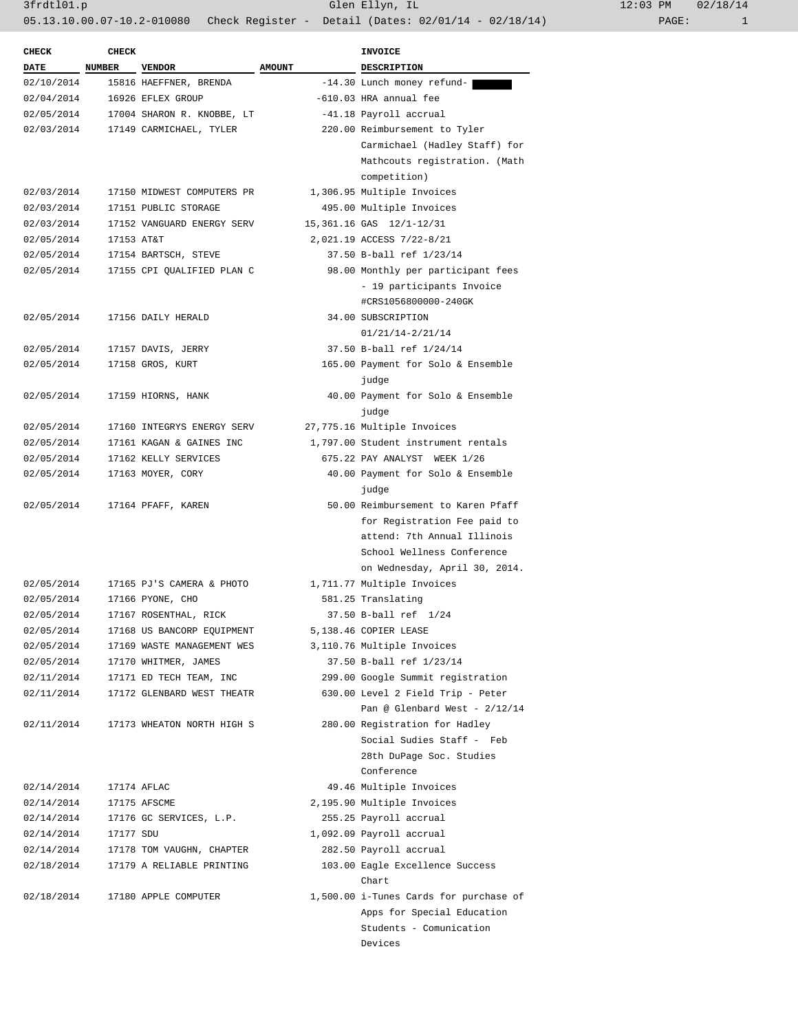| CHECK DATE | CHECK NUMBER | VENDOR | AMOUNT | INVOICE DESCRIPTION |
|---|---|---|---|---|
| 02/10/2014 | 15816 | HAEFFNER, BRENDA | -14.30 | Lunch money refund- |
| 02/04/2014 | 16926 | EFLEX GROUP | -610.03 | HRA annual fee |
| 02/05/2014 | 17004 | SHARON R. KNOBBE, LT | -41.18 | Payroll accrual |
| 02/03/2014 | 17149 | CARMICHAEL, TYLER | 220.00 | Reimbursement to Tyler Carmichael (Hadley Staff) for Mathcouts registration. (Math competition) |
| 02/03/2014 | 17150 | MIDWEST COMPUTERS PR | 1,306.95 | Multiple Invoices |
| 02/03/2014 | 17151 | PUBLIC STORAGE | 495.00 | Multiple Invoices |
| 02/03/2014 | 17152 | VANGUARD ENERGY SERV | 15,361.16 | GAS 12/1-12/31 |
| 02/05/2014 | 17153 | AT&T | 2,021.19 | ACCESS 7/22-8/21 |
| 02/05/2014 | 17154 | BARTSCH, STEVE | 37.50 | B-ball ref 1/23/14 |
| 02/05/2014 | 17155 | CPI QUALIFIED PLAN C | 98.00 | Monthly per participant fees - 19 participants Invoice #CRS1056800000-240GK |
| 02/05/2014 | 17156 | DAILY HERALD | 34.00 | SUBSCRIPTION 01/21/14-2/21/14 |
| 02/05/2014 | 17157 | DAVIS, JERRY | 37.50 | B-ball ref 1/24/14 |
| 02/05/2014 | 17158 | GROS, KURT | 165.00 | Payment for Solo & Ensemble judge |
| 02/05/2014 | 17159 | HIORNS, HANK | 40.00 | Payment for Solo & Ensemble judge |
| 02/05/2014 | 17160 | INTEGRYS ENERGY SERV | 27,775.16 | Multiple Invoices |
| 02/05/2014 | 17161 | KAGAN & GAINES INC | 1,797.00 | Student instrument rentals |
| 02/05/2014 | 17162 | KELLY SERVICES | 675.22 | PAY ANALYST WEEK 1/26 |
| 02/05/2014 | 17163 | MOYER, CORY | 40.00 | Payment for Solo & Ensemble judge |
| 02/05/2014 | 17164 | PFAFF, KAREN | 50.00 | Reimbursement to Karen Pfaff for Registration Fee paid to attend: 7th Annual Illinois School Wellness Conference on Wednesday, April 30, 2014. |
| 02/05/2014 | 17165 | PJ'S CAMERA & PHOTO | 1,711.77 | Multiple Invoices |
| 02/05/2014 | 17166 | PYONE, CHO | 581.25 | Translating |
| 02/05/2014 | 17167 | ROSENTHAL, RICK | 37.50 | B-ball ref 1/24 |
| 02/05/2014 | 17168 | US BANCORP EQUIPMENT | 5,138.46 | COPIER LEASE |
| 02/05/2014 | 17169 | WASTE MANAGEMENT WES | 3,110.76 | Multiple Invoices |
| 02/05/2014 | 17170 | WHITMER, JAMES | 37.50 | B-ball ref 1/23/14 |
| 02/11/2014 | 17171 | ED TECH TEAM, INC | 299.00 | Google Summit registration |
| 02/11/2014 | 17172 | GLENBARD WEST THEATR | 630.00 | Level 2 Field Trip - Peter Pan @ Glenbard West - 2/12/14 |
| 02/11/2014 | 17173 | WHEATON NORTH HIGH S | 280.00 | Registration for Hadley Social Sudies Staff - Feb 28th DuPage Soc. Studies Conference |
| 02/14/2014 | 17174 | AFLAC | 49.46 | Multiple Invoices |
| 02/14/2014 | 17175 | AFSCME | 2,195.90 | Multiple Invoices |
| 02/14/2014 | 17176 | GC SERVICES, L.P. | 255.25 | Payroll accrual |
| 02/14/2014 | 17177 | SDU | 1,092.09 | Payroll accrual |
| 02/14/2014 | 17178 | TOM VAUGHN, CHAPTER | 282.50 | Payroll accrual |
| 02/18/2014 | 17179 | A RELIABLE PRINTING | 103.00 | Eagle Excellence Success Chart |
| 02/18/2014 | 17180 | APPLE COMPUTER | 1,500.00 | i-Tunes Cards for purchase of Apps for Special Education Students - Comunication Devices |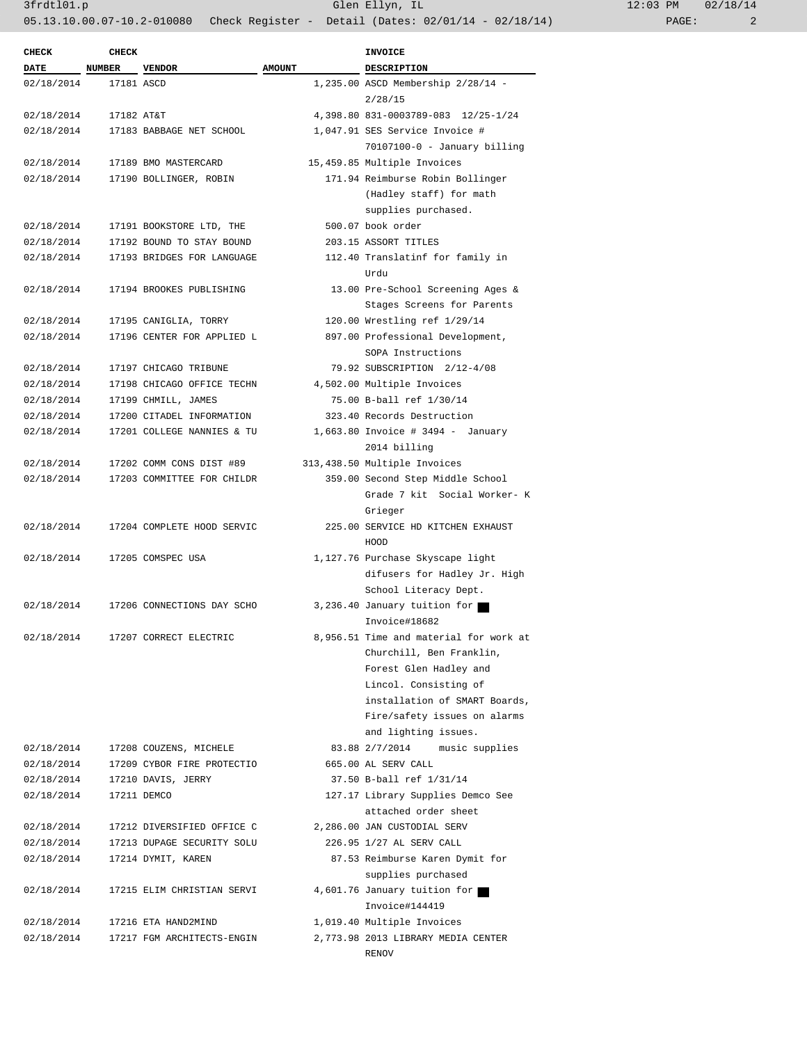| CHECK DATE | CHECK NUMBER | VENDOR | AMOUNT | INVOICE DESCRIPTION |
|---|---|---|---|---|
| 02/18/2014 | 17181 | ASCD | 1,235.00 | ASCD Membership 2/28/14 - 2/28/15 |
| 02/18/2014 | 17182 | AT&T | 4,398.80 | 831-0003789-083 12/25-1/24 |
| 02/18/2014 | 17183 | BABBAGE NET SCHOOL | 1,047.91 | SES Service Invoice # 70107100-0 - January billing |
| 02/18/2014 | 17189 | BMO MASTERCARD | 15,459.85 | Multiple Invoices |
| 02/18/2014 | 17190 | BOLLINGER, ROBIN | 171.94 | Reimburse Robin Bollinger (Hadley staff) for math supplies purchased. |
| 02/18/2014 | 17191 | BOOKSTORE LTD, THE | 500.07 | book order |
| 02/18/2014 | 17192 | BOUND TO STAY BOUND | 203.15 | ASSORT TITLES |
| 02/18/2014 | 17193 | BRIDGES FOR LANGUAGE | 112.40 | Translatinf for family in Urdu |
| 02/18/2014 | 17194 | BROOKES PUBLISHING | 13.00 | Pre-School Screening Ages & Stages Screens for Parents |
| 02/18/2014 | 17195 | CANIGLIA, TORRY | 120.00 | Wrestling ref 1/29/14 |
| 02/18/2014 | 17196 | CENTER FOR APPLIED L | 897.00 | Professional Development, SOPA Instructions |
| 02/18/2014 | 17197 | CHICAGO TRIBUNE | 79.92 | SUBSCRIPTION 2/12-4/08 |
| 02/18/2014 | 17198 | CHICAGO OFFICE TECHN | 4,502.00 | Multiple Invoices |
| 02/18/2014 | 17199 | CHMILL, JAMES | 75.00 | B-ball ref 1/30/14 |
| 02/18/2014 | 17200 | CITADEL INFORMATION | 323.40 | Records Destruction |
| 02/18/2014 | 17201 | COLLEGE NANNIES & TU | 1,663.80 | Invoice # 3494 - January 2014 billing |
| 02/18/2014 | 17202 | COMM CONS DIST #89 | 313,438.50 | Multiple Invoices |
| 02/18/2014 | 17203 | COMMITTEE FOR CHILDR | 359.00 | Second Step Middle School Grade 7 kit Social Worker- K Grieger |
| 02/18/2014 | 17204 | COMPLETE HOOD SERVIC | 225.00 | SERVICE HD KITCHEN EXHAUST HOOD |
| 02/18/2014 | 17205 | COMSPEC USA | 1,127.76 | Purchase Skyscape light difusers for Hadley Jr. High School Literacy Dept. |
| 02/18/2014 | 17206 | CONNECTIONS DAY SCHO | 3,236.40 | January tuition for ■ Invoice#18682 |
| 02/18/2014 | 17207 | CORRECT ELECTRIC | 8,956.51 | Time and material for work at Churchill, Ben Franklin, Forest Glen Hadley and Lincol. Consisting of installation of SMART Boards, Fire/safety issues on alarms and lighting issues. |
| 02/18/2014 | 17208 | COUZENS, MICHELE | 83.88 | 2/7/2014 music supplies |
| 02/18/2014 | 17209 | CYBOR FIRE PROTECTIO | 665.00 | AL SERV CALL |
| 02/18/2014 | 17210 | DAVIS, JERRY | 37.50 | B-ball ref 1/31/14 |
| 02/18/2014 | 17211 | DEMCO | 127.17 | Library Supplies Demco See attached order sheet |
| 02/18/2014 | 17212 | DIVERSIFIED OFFICE C | 2,286.00 | JAN CUSTODIAL SERV |
| 02/18/2014 | 17213 | DUPAGE SECURITY SOLU | 226.95 | 1/27 AL SERV CALL |
| 02/18/2014 | 17214 | DYMIT, KAREN | 87.53 | Reimburse Karen Dymit for supplies purchased |
| 02/18/2014 | 17215 | ELIM CHRISTIAN SERVI | 4,601.76 | January tuition for ■ Invoice#144419 |
| 02/18/2014 | 17216 | ETA HAND2MIND | 1,019.40 | Multiple Invoices |
| 02/18/2014 | 17217 | FGM ARCHITECTS-ENGIN | 2,773.98 | 2013 LIBRARY MEDIA CENTER RENOV |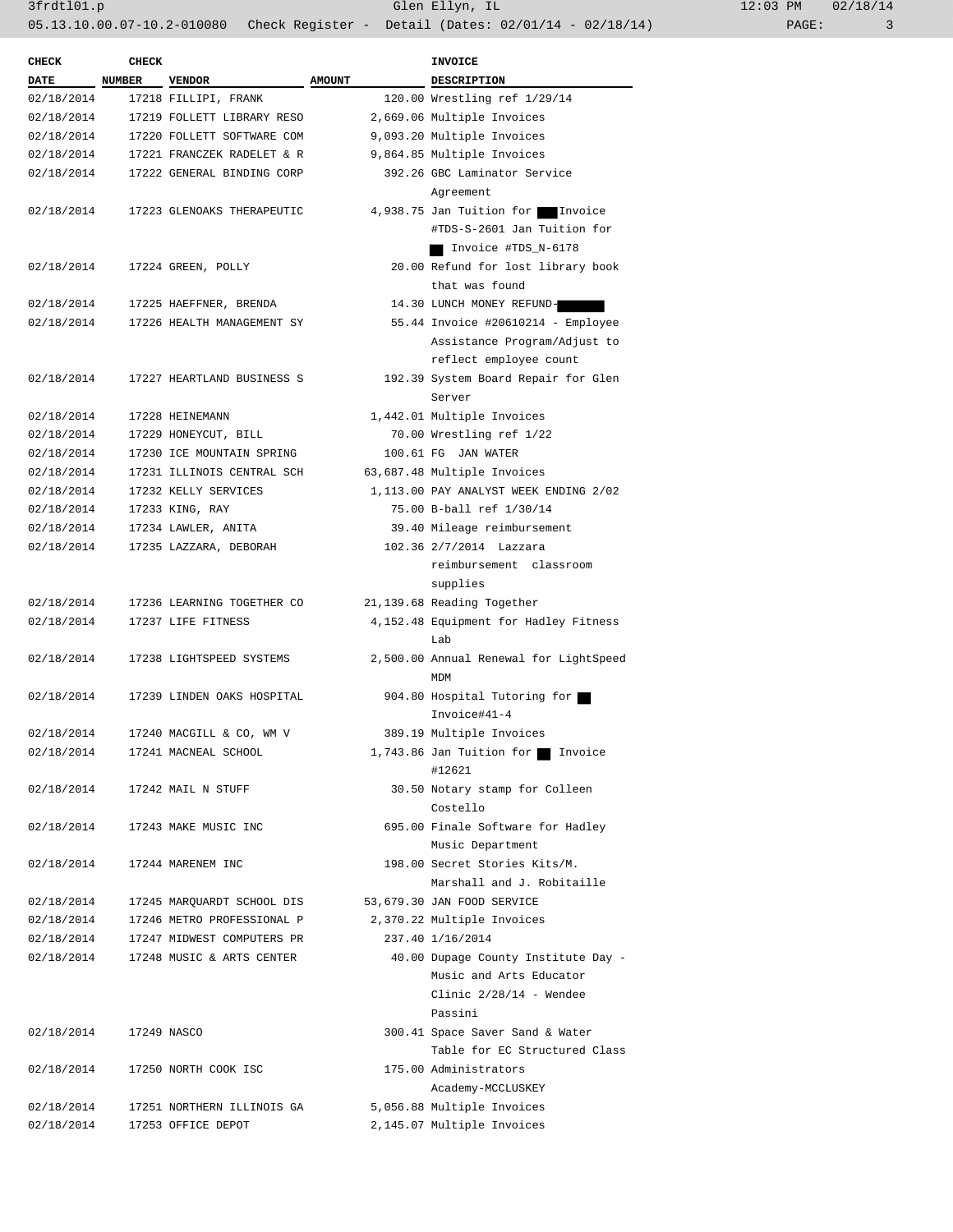| CHECK DATE | CHECK NUMBER | VENDOR | AMOUNT | INVOICE DESCRIPTION |
|---|---|---|---|---|
| 02/18/2014 | 17218 | FILLIPI, FRANK | 120.00 | Wrestling ref 1/29/14 |
| 02/18/2014 | 17219 | FOLLETT LIBRARY RESO | 2,669.06 | Multiple Invoices |
| 02/18/2014 | 17220 | FOLLETT SOFTWARE COM | 9,093.20 | Multiple Invoices |
| 02/18/2014 | 17221 | FRANCZEK RADELET & R | 9,864.85 | Multiple Invoices |
| 02/18/2014 | 17222 | GENERAL BINDING CORP | 392.26 | GBC Laminator Service Agreement |
| 02/18/2014 | 17223 | GLENOAKS THERAPEUTIC | 4,938.75 | Jan Tuition for ███ Invoice #TDS-S-2601 Jan Tuition for ██ Invoice #TDS_N-6178 |
| 02/18/2014 | 17224 | GREEN, POLLY | 20.00 | Refund for lost library book that was found |
| 02/18/2014 | 17225 | HAEFFNER, BRENDA | 14.30 | LUNCH MONEY REFUND-███ |
| 02/18/2014 | 17226 | HEALTH MANAGEMENT SY | 55.44 | Invoice #20610214 - Employee Assistance Program/Adjust to reflect employee count |
| 02/18/2014 | 17227 | HEARTLAND BUSINESS S | 192.39 | System Board Repair for Glen Server |
| 02/18/2014 | 17228 | HEINEMANN | 1,442.01 | Multiple Invoices |
| 02/18/2014 | 17229 | HONEYCUT, BILL | 70.00 | Wrestling ref 1/22 |
| 02/18/2014 | 17230 | ICE MOUNTAIN SPRING | 100.61 | FG JAN WATER |
| 02/18/2014 | 17231 | ILLINOIS CENTRAL SCH | 63,687.48 | Multiple Invoices |
| 02/18/2014 | 17232 | KELLY SERVICES | 1,113.00 | PAY ANALYST WEEK ENDING 2/02 |
| 02/18/2014 | 17233 | KING, RAY | 75.00 | B-ball ref 1/30/14 |
| 02/18/2014 | 17234 | LAWLER, ANITA | 39.40 | Mileage reimbursement |
| 02/18/2014 | 17235 | LAZZARA, DEBORAH | 102.36 | 2/7/2014 Lazzara reimbursement classroom supplies |
| 02/18/2014 | 17236 | LEARNING TOGETHER CO | 21,139.68 | Reading Together |
| 02/18/2014 | 17237 | LIFE FITNESS | 4,152.48 | Equipment for Hadley Fitness Lab |
| 02/18/2014 | 17238 | LIGHTSPEED SYSTEMS | 2,500.00 | Annual Renewal for LightSpeed MDM |
| 02/18/2014 | 17239 | LINDEN OAKS HOSPITAL | 904.80 | Hospital Tutoring for ██ Invoice#41-4 |
| 02/18/2014 | 17240 | MACGILL & CO, WM V | 389.19 | Multiple Invoices |
| 02/18/2014 | 17241 | MACNEAL SCHOOL | 1,743.86 | Jan Tuition for ██ Invoice #12621 |
| 02/18/2014 | 17242 | MAIL N STUFF | 30.50 | Notary stamp for Colleen Costello |
| 02/18/2014 | 17243 | MAKE MUSIC INC | 695.00 | Finale Software for Hadley Music Department |
| 02/18/2014 | 17244 | MARENEM INC | 198.00 | Secret Stories Kits/M. Marshall and J. Robitaille |
| 02/18/2014 | 17245 | MARQUARDT SCHOOL DIS | 53,679.30 | JAN FOOD SERVICE |
| 02/18/2014 | 17246 | METRO PROFESSIONAL P | 2,370.22 | Multiple Invoices |
| 02/18/2014 | 17247 | MIDWEST COMPUTERS PR | 237.40 | 1/16/2014 |
| 02/18/2014 | 17248 | MUSIC & ARTS CENTER | 40.00 | Dupage County Institute Day - Music and Arts Educator Clinic 2/28/14 - Wendee Passini |
| 02/18/2014 | 17249 | NASCO | 300.41 | Space Saver Sand & Water Table for EC Structured Class |
| 02/18/2014 | 17250 | NORTH COOK ISC | 175.00 | Administrators Academy-MCCLUSKEY |
| 02/18/2014 | 17251 | NORTHERN ILLINOIS GA | 5,056.88 | Multiple Invoices |
| 02/18/2014 | 17253 | OFFICE DEPOT | 2,145.07 | Multiple Invoices |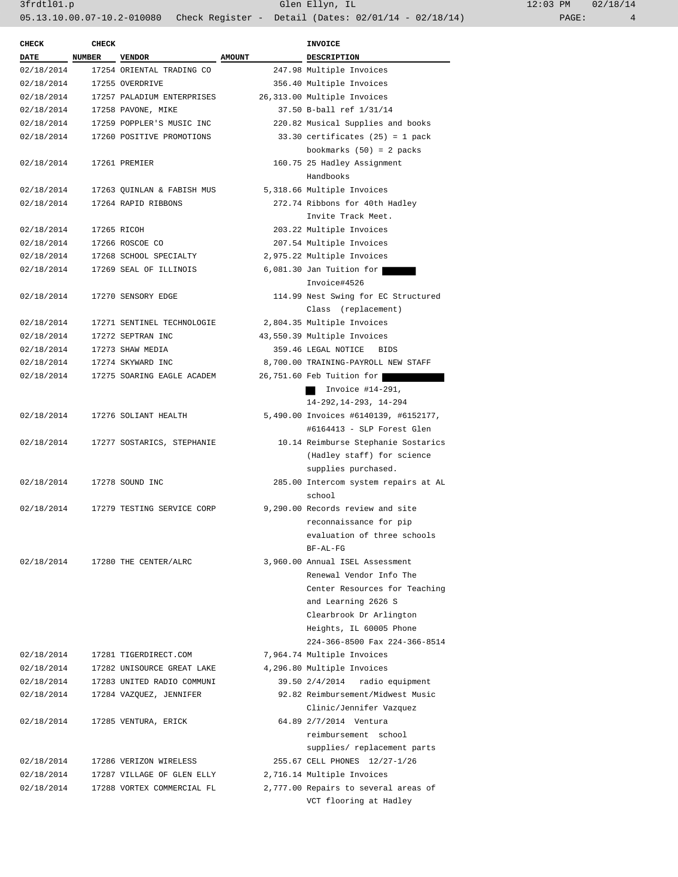| CHECK DATE | CHECK NUMBER | VENDOR | AMOUNT | INVOICE DESCRIPTION |
|---|---|---|---|---|
| 02/18/2014 | 17254 | ORIENTAL TRADING CO | 247.98 | Multiple Invoices |
| 02/18/2014 | 17255 | OVERDRIVE | 356.40 | Multiple Invoices |
| 02/18/2014 | 17257 | PALADIUM ENTERPRISES | 26,313.00 | Multiple Invoices |
| 02/18/2014 | 17258 | PAVONE, MIKE | 37.50 | B-ball ref 1/31/14 |
| 02/18/2014 | 17259 | POPPLER'S MUSIC INC | 220.82 | Musical Supplies and books |
| 02/18/2014 | 17260 | POSITIVE PROMOTIONS | 33.30 | certificates (25) = 1 pack bookmarks (50) = 2 packs |
| 02/18/2014 | 17261 | PREMIER | 160.75 | 25 Hadley Assignment Handbooks |
| 02/18/2014 | 17263 | QUINLAN & FABISH MUS | 5,318.66 | Multiple Invoices |
| 02/18/2014 | 17264 | RAPID RIBBONS | 272.74 | Ribbons for 40th Hadley Invite Track Meet. |
| 02/18/2014 | 17265 | RICOH | 203.22 | Multiple Invoices |
| 02/18/2014 | 17266 | ROSCOE CO | 207.54 | Multiple Invoices |
| 02/18/2014 | 17268 | SCHOOL SPECIALTY | 2,975.22 | Multiple Invoices |
| 02/18/2014 | 17269 | SEAL OF ILLINOIS | 6,081.30 | Jan Tuition for ███ Invoice#4526 |
| 02/18/2014 | 17270 | SENSORY EDGE | 114.99 | Nest Swing for EC Structured Class (replacement) |
| 02/18/2014 | 17271 | SENTINEL TECHNOLOGIE | 2,804.35 | Multiple Invoices |
| 02/18/2014 | 17272 | SEPTRAN INC | 43,550.39 | Multiple Invoices |
| 02/18/2014 | 17273 | SHAW MEDIA | 359.46 | LEGAL NOTICE BIDS |
| 02/18/2014 | 17274 | SKYWARD INC | 8,700.00 | TRAINING-PAYROLL NEW STAFF |
| 02/18/2014 | 17275 | SOARING EAGLE ACADEM | 26,751.60 | Feb Tuition for ███ ███ Invoice #14-291, 14-292,14-293, 14-294 |
| 02/18/2014 | 17276 | SOLIANT HEALTH | 5,490.00 | Invoices #6140139, #6152177, #6164413 - SLP Forest Glen |
| 02/18/2014 | 17277 | SOSTARICS, STEPHANIE | 10.14 | Reimburse Stephanie Sostarics (Hadley staff) for science supplies purchased. |
| 02/18/2014 | 17278 | SOUND INC | 285.00 | Intercom system repairs at AL school |
| 02/18/2014 | 17279 | TESTING SERVICE CORP | 9,290.00 | Records review and site reconnaissance for pip evaluation of three schools BF-AL-FG |
| 02/18/2014 | 17280 | THE CENTER/ALRC | 3,960.00 | Annual ISEL Assessment Renewal Vendor Info The Center Resources for Teaching and Learning 2626 S Clearbrook Dr Arlington Heights, IL 60005 Phone 224-366-8500 Fax 224-366-8514 |
| 02/18/2014 | 17281 | TIGERDIRECT.COM | 7,964.74 | Multiple Invoices |
| 02/18/2014 | 17282 | UNISOURCE GREAT LAKE | 4,296.80 | Multiple Invoices |
| 02/18/2014 | 17283 | UNITED RADIO COMMUNI | 39.50 | 2/4/2014 radio equipment |
| 02/18/2014 | 17284 | VAZQUEZ, JENNIFER | 92.82 | Reimbursement/Midwest Music Clinic/Jennifer Vazquez |
| 02/18/2014 | 17285 | VENTURA, ERICK | 64.89 | 2/7/2014 Ventura reimbursement school supplies/ replacement parts |
| 02/18/2014 | 17286 | VERIZON WIRELESS | 255.67 | CELL PHONES 12/27-1/26 |
| 02/18/2014 | 17287 | VILLAGE OF GLEN ELLY | 2,716.14 | Multiple Invoices |
| 02/18/2014 | 17288 | VORTEX COMMERCIAL FL | 2,777.00 | Repairs to several areas of VCT flooring at Hadley |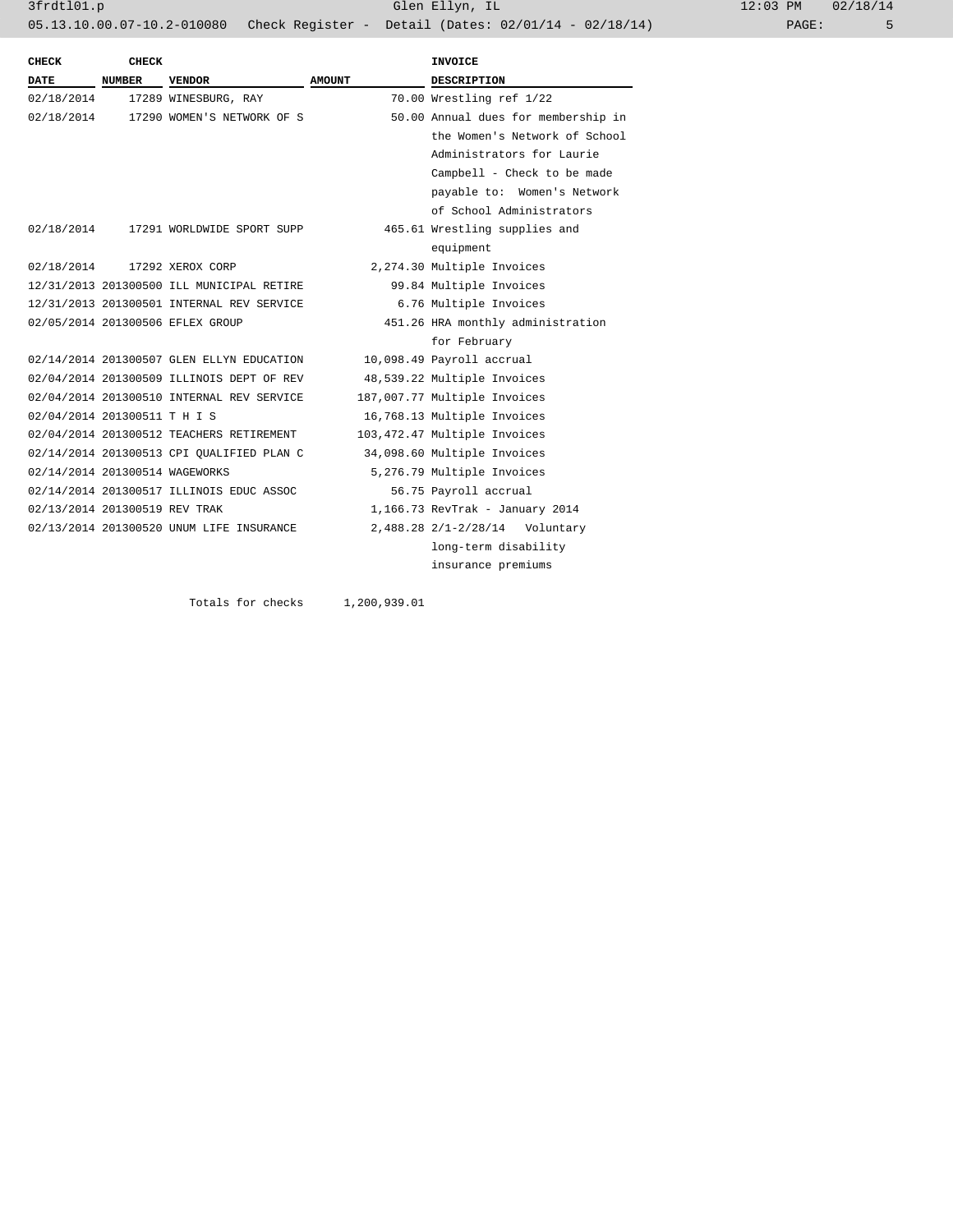| CHECK DATE | CHECK NUMBER | VENDOR | AMOUNT | INVOICE DESCRIPTION |
|---|---|---|---|---|
| 02/18/2014 | 17289 | WINESBURG, RAY | 70.00 | Wrestling ref 1/22 |
| 02/18/2014 | 17290 | WOMEN'S NETWORK OF S | 50.00 | Annual dues for membership in the Women's Network of School Administrators for Laurie Campbell - Check to be made payable to: Women's Network of School Administrators |
| 02/18/2014 | 17291 | WORLDWIDE SPORT SUPP | 465.61 | Wrestling supplies and equipment |
| 02/18/2014 | 17292 | XEROX CORP | 2,274.30 | Multiple Invoices |
| 12/31/2013 | 201300500 | ILL MUNICIPAL RETIRE | 99.84 | Multiple Invoices |
| 12/31/2013 | 201300501 | INTERNAL REV SERVICE | 6.76 | Multiple Invoices |
| 02/05/2014 | 201300506 | EFLEX GROUP | 451.26 | HRA monthly administration for February |
| 02/14/2014 | 201300507 | GLEN ELLYN EDUCATION | 10,098.49 | Payroll accrual |
| 02/04/2014 | 201300509 | ILLINOIS DEPT OF REV | 48,539.22 | Multiple Invoices |
| 02/04/2014 | 201300510 | INTERNAL REV SERVICE | 187,007.77 | Multiple Invoices |
| 02/04/2014 | 201300511 | T H I S | 16,768.13 | Multiple Invoices |
| 02/04/2014 | 201300512 | TEACHERS RETIREMENT | 103,472.47 | Multiple Invoices |
| 02/14/2014 | 201300513 | CPI QUALIFIED PLAN C | 34,098.60 | Multiple Invoices |
| 02/14/2014 | 201300514 | WAGEWORKS | 5,276.79 | Multiple Invoices |
| 02/14/2014 | 201300517 | ILLINOIS EDUC ASSOC | 56.75 | Payroll accrual |
| 02/13/2014 | 201300519 | REV TRAK | 1,166.73 | RevTrak - January 2014 |
| 02/13/2014 | 201300520 | UNUM LIFE INSURANCE | 2,488.28 | 2/1-2/28/14 Voluntary long-term disability insurance premiums |
| | | Totals for checks | 1,200,939.01 | |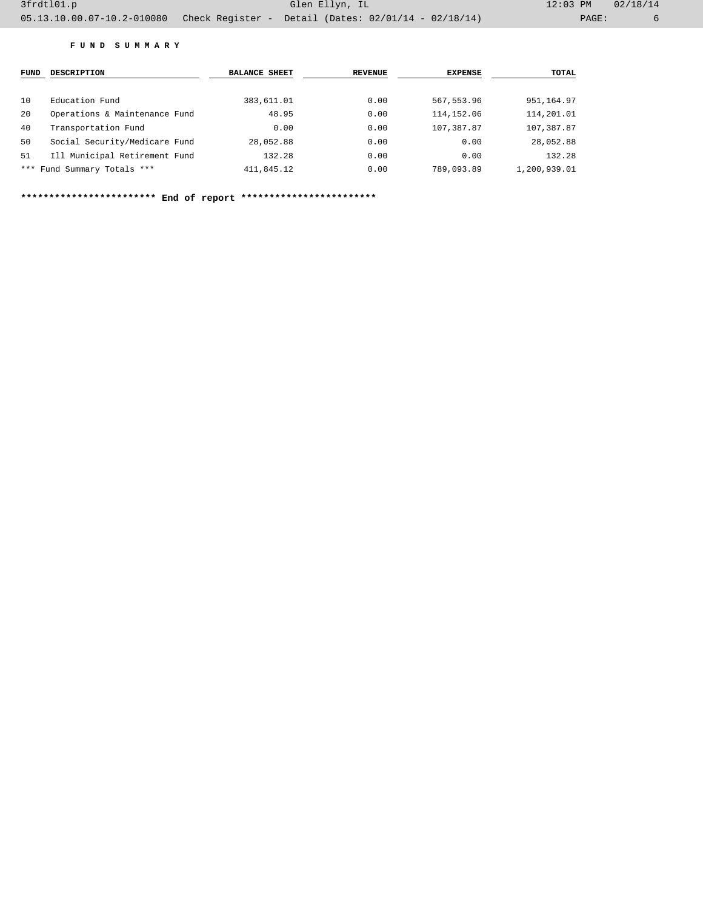**F U N D   S U M M A R Y**

| FUND | DESCRIPTION | BALANCE SHEET | REVENUE | EXPENSE | TOTAL |
|---|---|---|---|---|---|
| 10 | Education Fund | 383,611.01 | 0.00 | 567,553.96 | 951,164.97 |
| 20 | Operations & Maintenance Fund | 48.95 | 0.00 | 114,152.06 | 114,201.01 |
| 40 | Transportation Fund | 0.00 | 0.00 | 107,387.87 | 107,387.87 |
| 50 | Social Security/Medicare Fund | 28,052.88 | 0.00 | 0.00 | 28,052.88 |
| 51 | Ill Municipal Retirement Fund | 132.28 | 0.00 | 0.00 | 132.28 |
| *** Fund Summary Totals *** | | 411,845.12 | 0.00 | 789,093.89 | 1,200,939.01 |

************************ **End of report** ************************